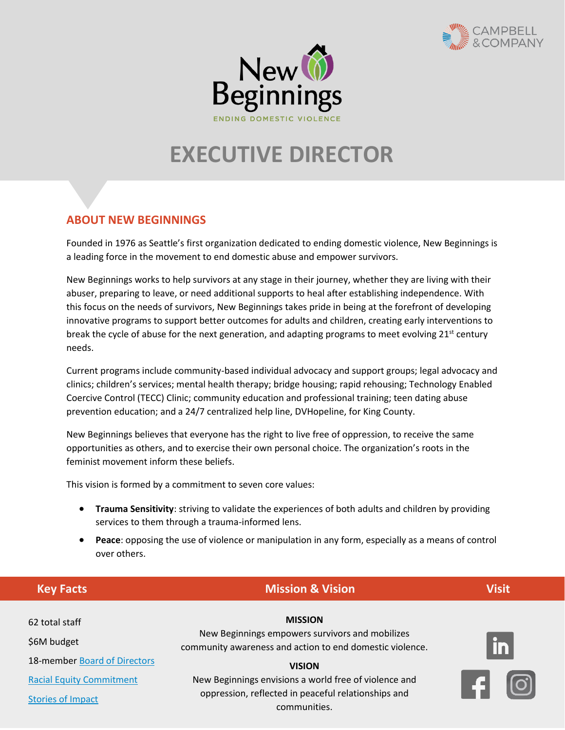# EXECUTIVE DIRECTOR

## ABOUT NEW BEGINNINGS

Founded in 1976 as Seattle's first organization dedicated to ending domestic violence, New Beginnings is a leading force in the movement to end domestic abuse and empower survivors.

New Beginnings works to help survivors at any stage in their journey, whether they are living with their abuser, preparing to leave, or need additional supports to heal after establishing independence. With this focus on the needs of survivors, New Beginnings takes pride in being at the forefront of developing innovative programs to support better outcomes for adults and children, creating early interventions to break the cycle of abuse for the next generation, and adapting programs to meet evolving 21st century needs.

Current programs include community-based individual advocacy and support groups; legal advocacy and clinics; children's services; mental health therapy; bridge housing; rapid rehousing; Technology Enabled Coercive Control (TECC) Clinic; community education and professional training; teen dating abuse prevention education; and a 24/7 centralized help line, DVHopeline, for King County.

New Beginnings believes that everyone has the right to live free of oppression, to receive the same opportunities as others, and to exercise their own personal choice. The organization's roots in the feminist movement inform these beliefs.

This vision is formed by a commitment to seven core values:

- **Trauma Sensitivity**: striving to validate the experiences of both adults and children by providing services to them through a trauma-informed lens.
- **Peace**: opposing the use of violence or manipulation in any form, especially as a means of control over others.

### Key Facts

62 total staff

$6M budget

18-member Board of Directors

Racial Equity Commitment

Stories of Impact

### Mission & Vision

**MISSION**

New Beginnings empowers survivors and mobilizes community awareness and action to end domestic violence.

**VISION**

New Beginnings envisions a world free of violence and oppression, reflected in peaceful relationships and communities.

### Visit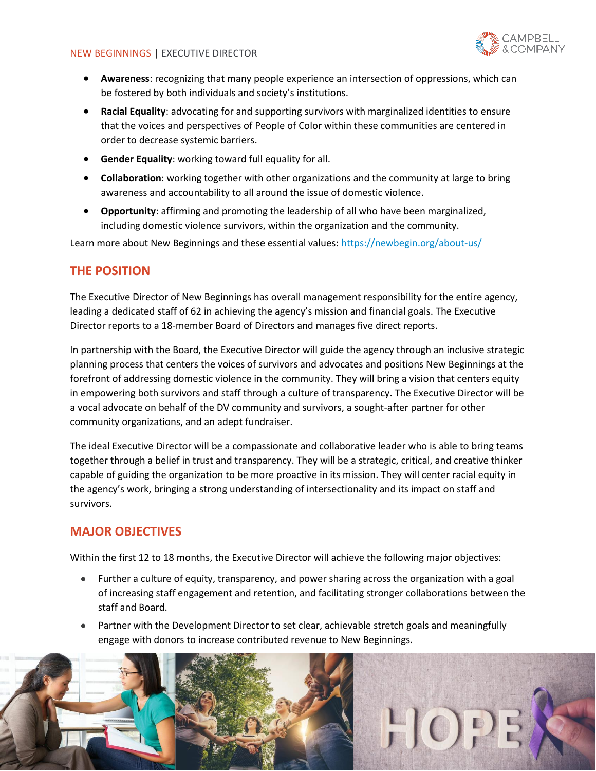- **Awareness**: recognizing that many people experience an intersection of oppressions, which can be fostered by both individuals and society's institutions.
- **Racial Equality**: advocating for and supporting survivors with marginalized identities to ensure that the voices and perspectives of People of Color within these communities are centered in order to decrease systemic barriers.
- **Gender Equality**: working toward full equality for all.
- **Collaboration**: working together with other organizations and the community at large to bring awareness and accountability to all around the issue of domestic violence.
- **Opportunity**: affirming and promoting the leadership of all who have been marginalized, including domestic violence survivors, within the organization and the community.

Learn more about New Beginnings and these essential values: https://newbegin.org/about-us/

## THE POSITION

The Executive Director of New Beginnings has overall management responsibility for the entire agency, leading a dedicated staff of 62 in achieving the agency's mission and financial goals. The Executive Director reports to a 18-member Board of Directors and manages five direct reports.

In partnership with the Board, the Executive Director will guide the agency through an inclusive strategic planning process that centers the voices of survivors and advocates and positions New Beginnings at the forefront of addressing domestic violence in the community. They will bring a vision that centers equity in empowering both survivors and staff through a culture of transparency. The Executive Director will be a vocal advocate on behalf of the DV community and survivors, a sought-after partner for other community organizations, and an adept fundraiser.

The ideal Executive Director will be a compassionate and collaborative leader who is able to bring teams together through a belief in trust and transparency. They will be a strategic, critical, and creative thinker capable of guiding the organization to be more proactive in its mission. They will center racial equity in the agency's work, bringing a strong understanding of intersectionality and its impact on staff and survivors.

## MAJOR OBJECTIVES

Within the first 12 to 18 months, the Executive Director will achieve the following major objectives:

- Further a culture of equity, transparency, and power sharing across the organization with a goal of increasing staff engagement and retention, and facilitating stronger collaborations between the staff and Board.
- Partner with the Development Director to set clear, achievable stretch goals and meaningfully engage with donors to increase contributed revenue to New Beginnings.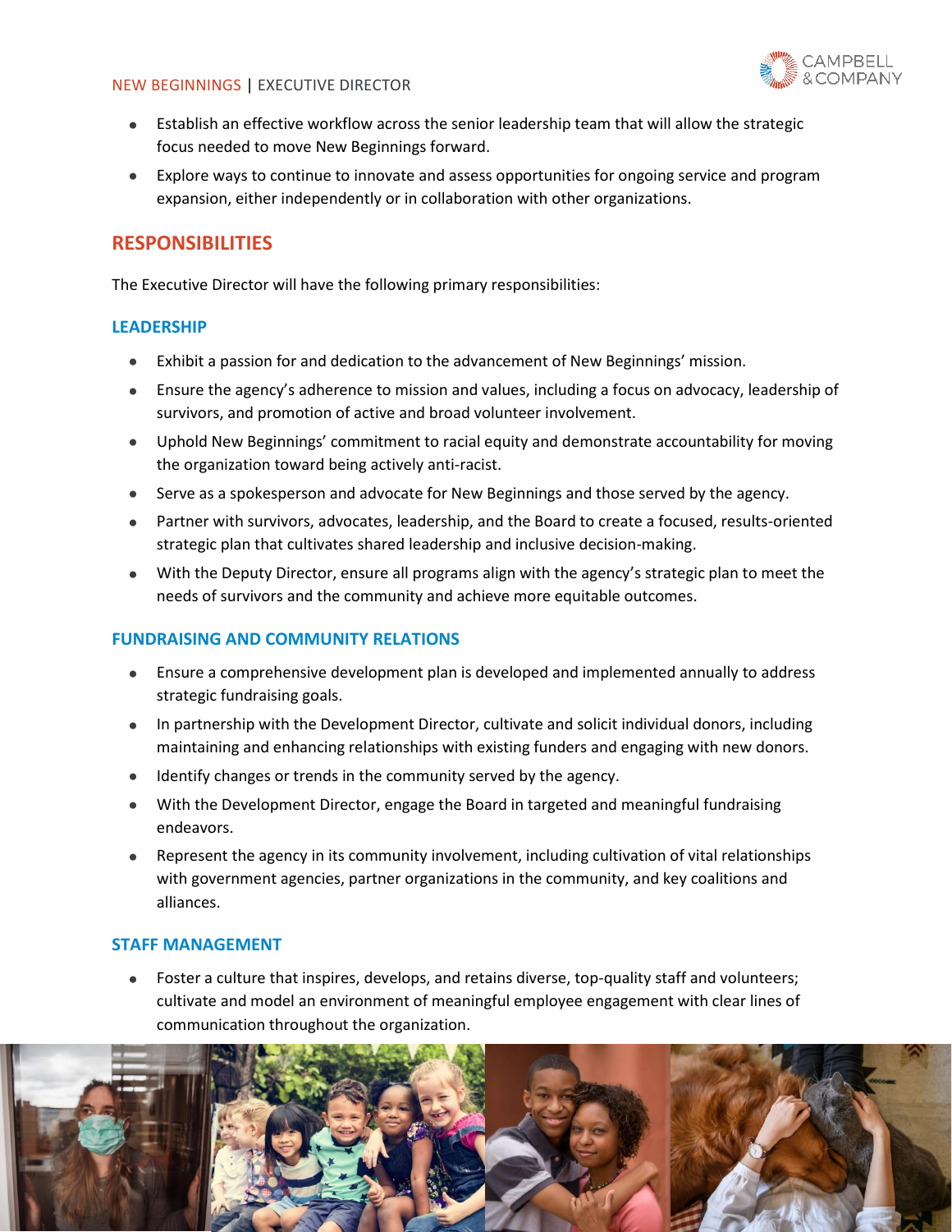- Establish an effective workflow across the senior leadership team that will allow the strategic focus needed to move New Beginnings forward.
- Explore ways to continue to innovate and assess opportunities for ongoing service and program expansion, either independently or in collaboration with other organizations.

## RESPONSIBILITIES

The Executive Director will have the following primary responsibilities:

### LEADERSHIP

- Exhibit a passion for and dedication to the advancement of New Beginnings' mission.
- Ensure the agency's adherence to mission and values, including a focus on advocacy, leadership of survivors, and promotion of active and broad volunteer involvement.
- Uphold New Beginnings' commitment to racial equity and demonstrate accountability for moving the organization toward being actively anti-racist.
- Serve as a spokesperson and advocate for New Beginnings and those served by the agency.
- Partner with survivors, advocates, leadership, and the Board to create a focused, results-oriented strategic plan that cultivates shared leadership and inclusive decision-making.
- With the Deputy Director, ensure all programs align with the agency's strategic plan to meet the needs of survivors and the community and achieve more equitable outcomes.

### FUNDRAISING AND COMMUNITY RELATIONS

- Ensure a comprehensive development plan is developed and implemented annually to address strategic fundraising goals.
- In partnership with the Development Director, cultivate and solicit individual donors, including maintaining and enhancing relationships with existing funders and engaging with new donors.
- Identify changes or trends in the community served by the agency.
- With the Development Director, engage the Board in targeted and meaningful fundraising endeavors.
- Represent the agency in its community involvement, including cultivation of vital relationships with government agencies, partner organizations in the community, and key coalitions and alliances.

### STAFF MANAGEMENT

- Foster a culture that inspires, develops, and retains diverse, top-quality staff and volunteers; cultivate and model an environment of meaningful employee engagement with clear lines of communication throughout the organization.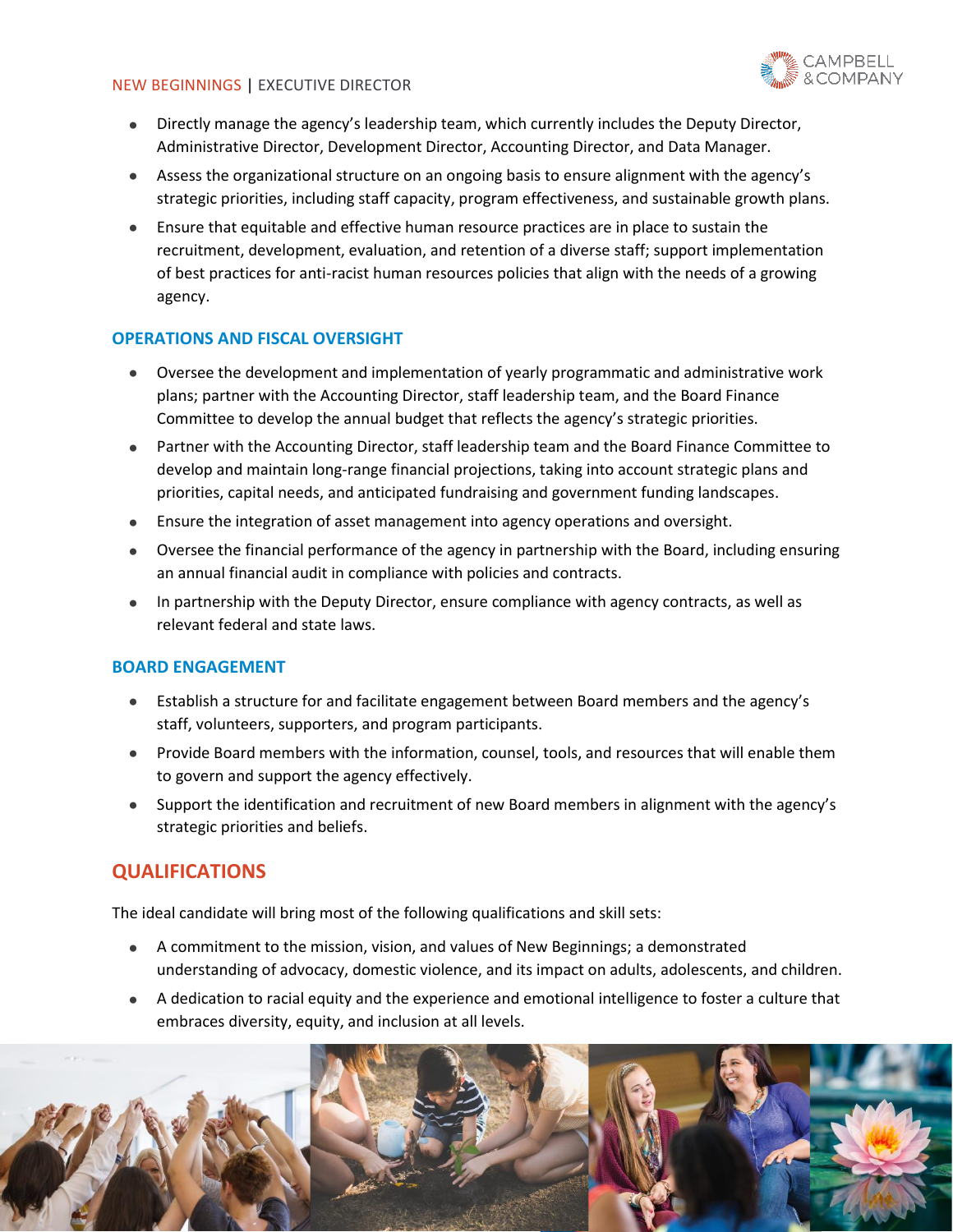- Directly manage the agency's leadership team, which currently includes the Deputy Director, Administrative Director, Development Director, Accounting Director, and Data Manager.
- Assess the organizational structure on an ongoing basis to ensure alignment with the agency's strategic priorities, including staff capacity, program effectiveness, and sustainable growth plans.
- Ensure that equitable and effective human resource practices are in place to sustain the recruitment, development, evaluation, and retention of a diverse staff; support implementation of best practices for anti-racist human resources policies that align with the needs of a growing agency.

### OPERATIONS AND FISCAL OVERSIGHT

- Oversee the development and implementation of yearly programmatic and administrative work plans; partner with the Accounting Director, staff leadership team, and the Board Finance Committee to develop the annual budget that reflects the agency's strategic priorities.
- Partner with the Accounting Director, staff leadership team and the Board Finance Committee to develop and maintain long-range financial projections, taking into account strategic plans and priorities, capital needs, and anticipated fundraising and government funding landscapes.
- Ensure the integration of asset management into agency operations and oversight.
- Oversee the financial performance of the agency in partnership with the Board, including ensuring an annual financial audit in compliance with policies and contracts.
- In partnership with the Deputy Director, ensure compliance with agency contracts, as well as relevant federal and state laws.

### BOARD ENGAGEMENT

- Establish a structure for and facilitate engagement between Board members and the agency's staff, volunteers, supporters, and program participants.
- Provide Board members with the information, counsel, tools, and resources that will enable them to govern and support the agency effectively.
- Support the identification and recruitment of new Board members in alignment with the agency's strategic priorities and beliefs.

## QUALIFICATIONS

The ideal candidate will bring most of the following qualifications and skill sets:

- A commitment to the mission, vision, and values of New Beginnings; a demonstrated understanding of advocacy, domestic violence, and its impact on adults, adolescents, and children.
- A dedication to racial equity and the experience and emotional intelligence to foster a culture that embraces diversity, equity, and inclusion at all levels.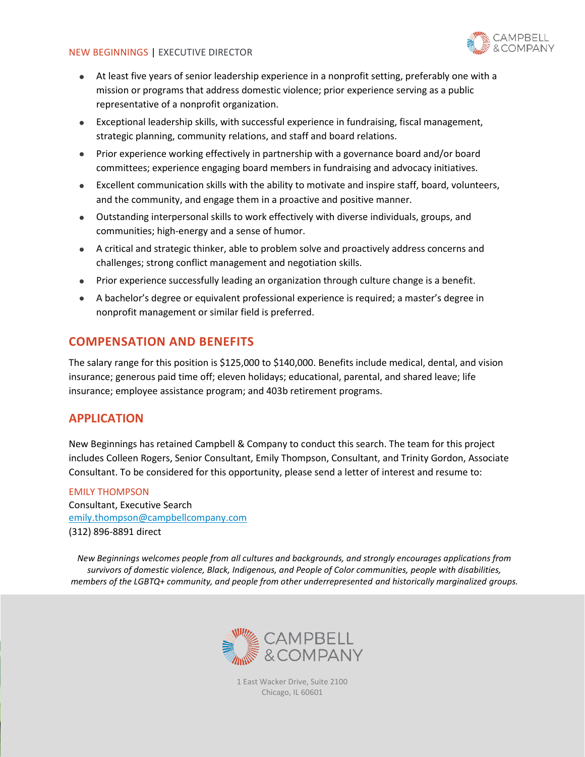- At least five years of senior leadership experience in a nonprofit setting, preferably one with a mission or programs that address domestic violence; prior experience serving as a public representative of a nonprofit organization.
- Exceptional leadership skills, with successful experience in fundraising, fiscal management, strategic planning, community relations, and staff and board relations.
- Prior experience working effectively in partnership with a governance board and/or board committees; experience engaging board members in fundraising and advocacy initiatives.
- Excellent communication skills with the ability to motivate and inspire staff, board, volunteers, and the community, and engage them in a proactive and positive manner.
- Outstanding interpersonal skills to work effectively with diverse individuals, groups, and communities; high-energy and a sense of humor.
- A critical and strategic thinker, able to problem solve and proactively address concerns and challenges; strong conflict management and negotiation skills.
- Prior experience successfully leading an organization through culture change is a benefit.
- A bachelor's degree or equivalent professional experience is required; a master's degree in nonprofit management or similar field is preferred.

## COMPENSATION AND BENEFITS

The salary range for this position is $125,000 to $140,000. Benefits include medical, dental, and vision insurance; generous paid time off; eleven holidays; educational, parental, and shared leave; life insurance; employee assistance program; and 403b retirement programs.

## APPLICATION

New Beginnings has retained Campbell & Company to conduct this search. The team for this project includes Colleen Rogers, Senior Consultant, Emily Thompson, Consultant, and Trinity Gordon, Associate Consultant. To be considered for this opportunity, please send a letter of interest and resume to:

EMILY THOMPSON
Consultant, Executive Search
emily.thompson@campbellcompany.com
(312) 896-8891 direct

*New Beginnings welcomes people from all cultures and backgrounds, and strongly encourages applications from survivors of domestic violence, Black, Indigenous, and People of Color communities, people with disabilities, members of the LGBTQ+ community, and people from other underrepresented and historically marginalized groups.*

CAMPBELL & COMPANY

1 East Wacker Drive, Suite 2100
Chicago, IL 60601